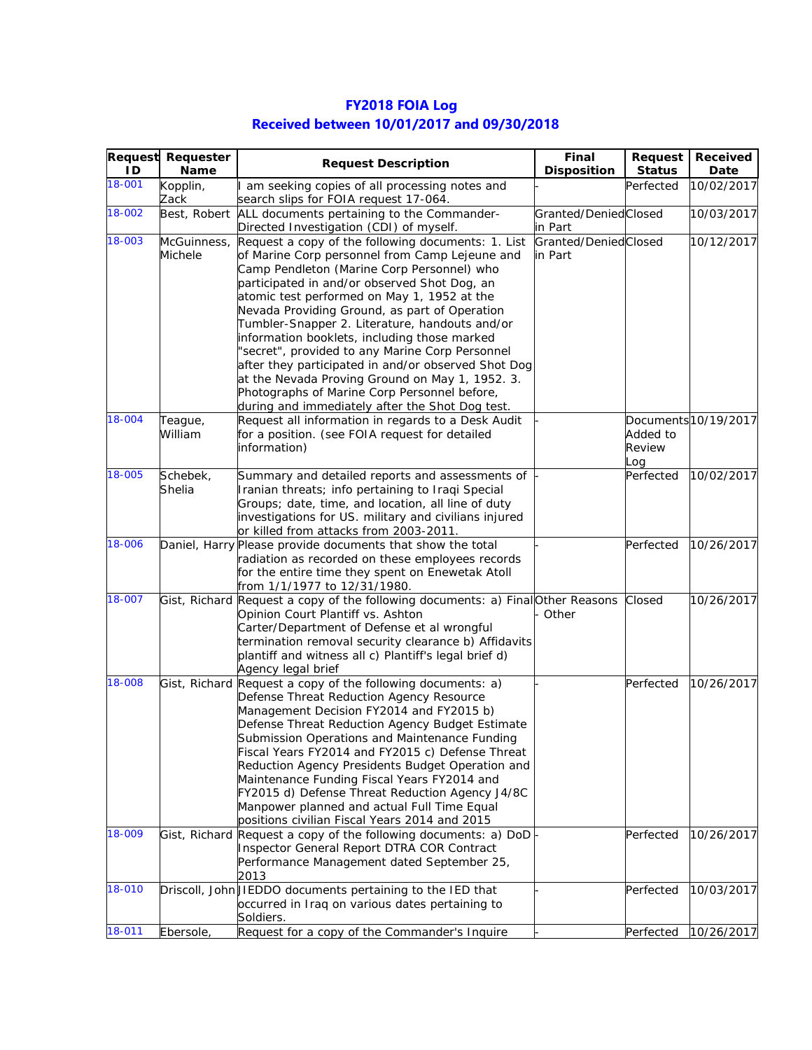# FY2018 FOIA Log

## Received between 10/01/2017 and 09/30/2018

| Request ID | Requester Name | Request Description | Final Disposition | Request Status | Received Date |
|---|---|---|---|---|---|
| 18-001 | Kopplin, Zack | I am seeking copies of all processing notes and search slips for FOIA request 17-064. | - | Perfected | 10/02/2017 |
| 18-002 | Best, Robert | ALL documents pertaining to the Commander-Directed Investigation (CDI) of myself. | Granted/Denied in Part | Closed | 10/03/2017 |
| 18-003 | McGuinness, Michele | Request a copy of the following documents: 1. List of Marine Corp personnel from Camp Lejeune and Camp Pendleton (Marine Corp Personnel) who participated in and/or observed Shot Dog, an atomic test performed on May 1, 1952 at the Nevada Providing Ground, as part of Operation Tumbler-Snapper 2. Literature, handouts and/or information booklets, including those marked "secret", provided to any Marine Corp Personnel after they participated in and/or observed Shot Dog at the Nevada Proving Ground on May 1, 1952. 3. Photographs of Marine Corp Personnel before, during and immediately after the Shot Dog test. | Granted/Denied in Part | Closed | 10/12/2017 |
| 18-004 | Teague, William | Request all information in regards to a Desk Audit for a position. (see FOIA request for detailed information) | - | Documents Added to Review Log | 10/19/2017 |
| 18-005 | Schebek, Shelia | Summary and detailed reports and assessments of Iranian threats; info pertaining to Iraqi Special Groups; date, time, and location, all line of duty investigations for US. military and civilians injured or killed from attacks from 2003-2011. | - | Perfected | 10/02/2017 |
| 18-006 | Daniel, Harry | Please provide documents that show the total radiation as recorded on these employees records for the entire time they spent on Enewetak Atoll from 1/1/1977 to 12/31/1980. | - | Perfected | 10/26/2017 |
| 18-007 | Gist, Richard | Request a copy of the following documents: a) Final Opinion Court Plantiff vs. Ashton Carter/Department of Defense et al wrongful termination removal security clearance b) Affidavits plantiff and witness all c) Plantiff's legal brief d) Agency legal brief | Other Reasons - Other | Closed | 10/26/2017 |
| 18-008 | Gist, Richard | Request a copy of the following documents: a) Defense Threat Reduction Agency Resource Management Decision FY2014 and FY2015 b) Defense Threat Reduction Agency Budget Estimate Submission Operations and Maintenance Funding Fiscal Years FY2014 and FY2015 c) Defense Threat Reduction Agency Presidents Budget Operation and Maintenance Funding Fiscal Years FY2014 and FY2015 d) Defense Threat Reduction Agency J4/8C Manpower planned and actual Full Time Equal positions civilian Fiscal Years 2014 and 2015 | - | Perfected | 10/26/2017 |
| 18-009 | Gist, Richard | Request a copy of the following documents: a) DoD Inspector General Report DTRA COR Contract Performance Management dated September 25, 2013 | - | Perfected | 10/26/2017 |
| 18-010 | Driscoll, John | JIEDDO documents pertaining to the IED that occurred in Iraq on various dates pertaining to Soldiers. | - | Perfected | 10/03/2017 |
| 18-011 | Ebersole, | Request for a copy of the Commander's Inquire | - | Perfected | 10/26/2017 |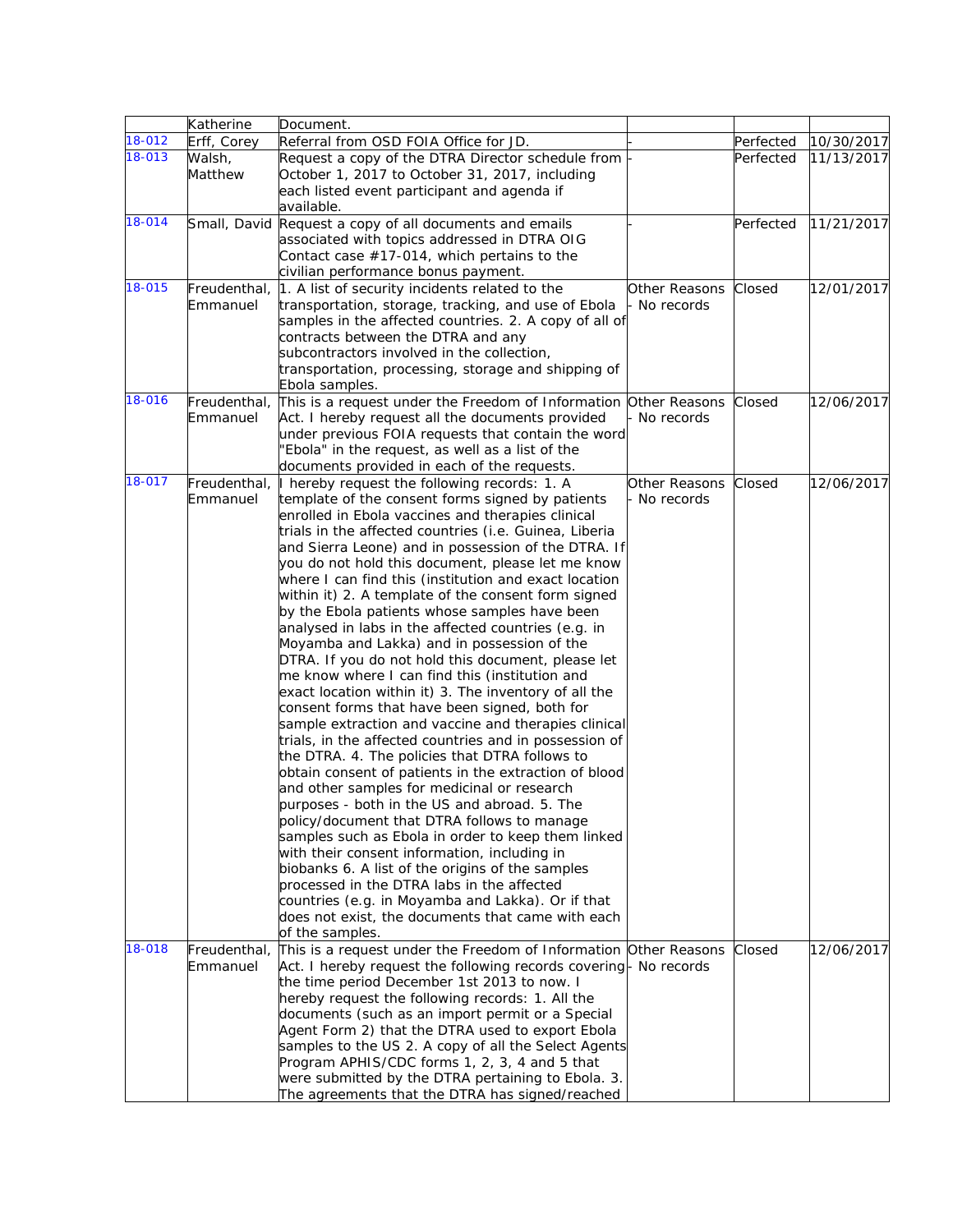| | | | | | |
|---|---|---|---|---|---|
| | Katherine | Document. | | | |
| 18-012 | Erff, Corey | Referral from OSD FOIA Office for JD. | - | Perfected | 10/30/2017 |
| 18-013 | Walsh, Matthew | Request a copy of the DTRA Director schedule from October 1, 2017 to October 31, 2017, including each listed event participant and agenda if available. | - | Perfected | 11/13/2017 |
| 18-014 | Small, David | Request a copy of all documents and emails associated with topics addressed in DTRA OIG Contact case #17-014, which pertains to the civilian performance bonus payment. | - | Perfected | 11/21/2017 |
| 18-015 | Freudenthal, Emmanuel | 1. A list of security incidents related to the transportation, storage, tracking, and use of Ebola samples in the affected countries. 2. A copy of all of contracts between the DTRA and any subcontractors involved in the collection, transportation, processing, storage and shipping of Ebola samples. | Other Reasons - No records | Closed | 12/01/2017 |
| 18-016 | Freudenthal, Emmanuel | This is a request under the Freedom of Information Act. I hereby request all the documents provided under previous FOIA requests that contain the word "Ebola" in the request, as well as a list of the documents provided in each of the requests. | Other Reasons - No records | Closed | 12/06/2017 |
| 18-017 | Freudenthal, Emmanuel | I hereby request the following records: 1. A template of the consent forms signed by patients enrolled in Ebola vaccines and therapies clinical trials in the affected countries (i.e. Guinea, Liberia and Sierra Leone) and in possession of the DTRA. If you do not hold this document, please let me know where I can find this (institution and exact location within it) 2. A template of the consent form signed by the Ebola patients whose samples have been analysed in labs in the affected countries (e.g. in Moyamba and Lakka) and in possession of the DTRA. If you do not hold this document, please let me know where I can find this (institution and exact location within it) 3. The inventory of all the consent forms that have been signed, both for sample extraction and vaccine and therapies clinical trials, in the affected countries and in possession of the DTRA. 4. The policies that DTRA follows to obtain consent of patients in the extraction of blood and other samples for medicinal or research purposes - both in the US and abroad. 5. The policy/document that DTRA follows to manage samples such as Ebola in order to keep them linked with their consent information, including in biobanks 6. A list of the origins of the samples processed in the DTRA labs in the affected countries (e.g. in Moyamba and Lakka). Or if that does not exist, the documents that came with each of the samples. | Other Reasons - No records | Closed | 12/06/2017 |
| 18-018 | Freudenthal, Emmanuel | This is a request under the Freedom of Information Act. I hereby request the following records covering the time period December 1st 2013 to now. I hereby request the following records: 1. All the documents (such as an import permit or a Special Agent Form 2) that the DTRA used to export Ebola samples to the US 2. A copy of all the Select Agents Program APHIS/CDC forms 1, 2, 3, 4 and 5 that were submitted by the DTRA pertaining to Ebola. 3. The agreements that the DTRA has signed/reached | Other Reasons - No records | Closed | 12/06/2017 |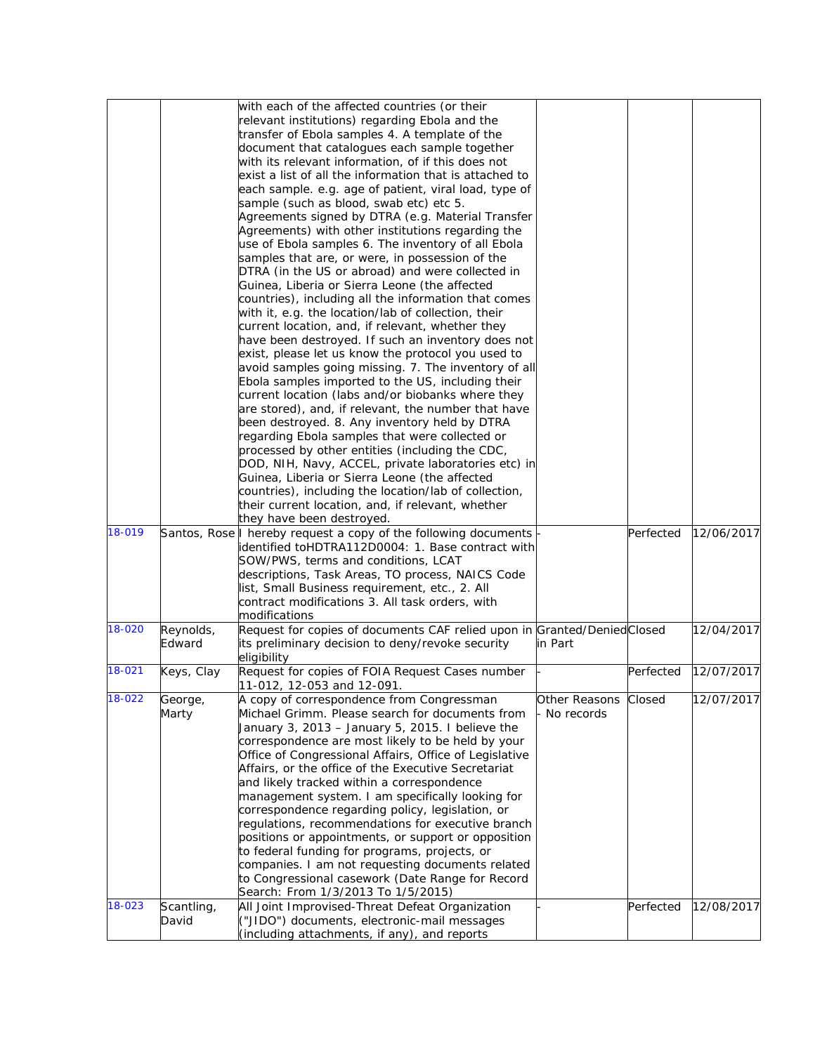| | | | | | |
|---|---|---|---|---|---|
| | | with each of the affected countries (or their relevant institutions) regarding Ebola and the transfer of Ebola samples 4. A template of the document that catalogues each sample together with its relevant information, of if this does not exist a list of all the information that is attached to each sample. e.g. age of patient, viral load, type of sample (such as blood, swab etc) etc 5. Agreements signed by DTRA (e.g. Material Transfer Agreements) with other institutions regarding the use of Ebola samples 6. The inventory of all Ebola samples that are, or were, in possession of the DTRA (in the US or abroad) and were collected in Guinea, Liberia or Sierra Leone (the affected countries), including all the information that comes with it, e.g. the location/lab of collection, their current location, and, if relevant, whether they have been destroyed. If such an inventory does not exist, please let us know the protocol you used to avoid samples going missing. 7. The inventory of all Ebola samples imported to the US, including their current location (labs and/or biobanks where they are stored), and, if relevant, the number that have been destroyed. 8. Any inventory held by DTRA regarding Ebola samples that were collected or processed by other entities (including the CDC, DOD, NIH, Navy, ACCEL, private laboratories etc) in Guinea, Liberia or Sierra Leone (the affected countries), including the location/lab of collection, their current location, and, if relevant, whether they have been destroyed. | | | |
| 18-019 | Santos, Rose | I hereby request a copy of the following documents identified toHDTRA112D0004: 1. Base contract with SOW/PWS, terms and conditions, LCAT descriptions, Task Areas, TO process, NAICS Code list, Small Business requirement, etc., 2. All contract modifications 3. All task orders, with modifications | - | Perfected | 12/06/2017 |
| 18-020 | Reynolds, Edward | Request for copies of documents CAF relied upon in its preliminary decision to deny/revoke security eligibility | Granted/Denied in Part | Closed | 12/04/2017 |
| 18-021 | Keys, Clay | Request for copies of FOIA Request Cases number 11-012, 12-053 and 12-091. | - | Perfected | 12/07/2017 |
| 18-022 | George, Marty | A copy of correspondence from Congressman Michael Grimm. Please search for documents from January 3, 2013 – January 5, 2015. I believe the correspondence are most likely to be held by your Office of Congressional Affairs, Office of Legislative Affairs, or the office of the Executive Secretariat and likely tracked within a correspondence management system. I am specifically looking for correspondence regarding policy, legislation, or regulations, recommendations for executive branch positions or appointments, or support or opposition to federal funding for programs, projects, or companies. I am not requesting documents related to Congressional casework (Date Range for Record Search: From 1/3/2013 To 1/5/2015) | Other Reasons - No records | Closed | 12/07/2017 |
| 18-023 | Scantling, David | All Joint Improvised-Threat Defeat Organization ("JIDO") documents, electronic-mail messages (including attachments, if any), and reports | - | Perfected | 12/08/2017 |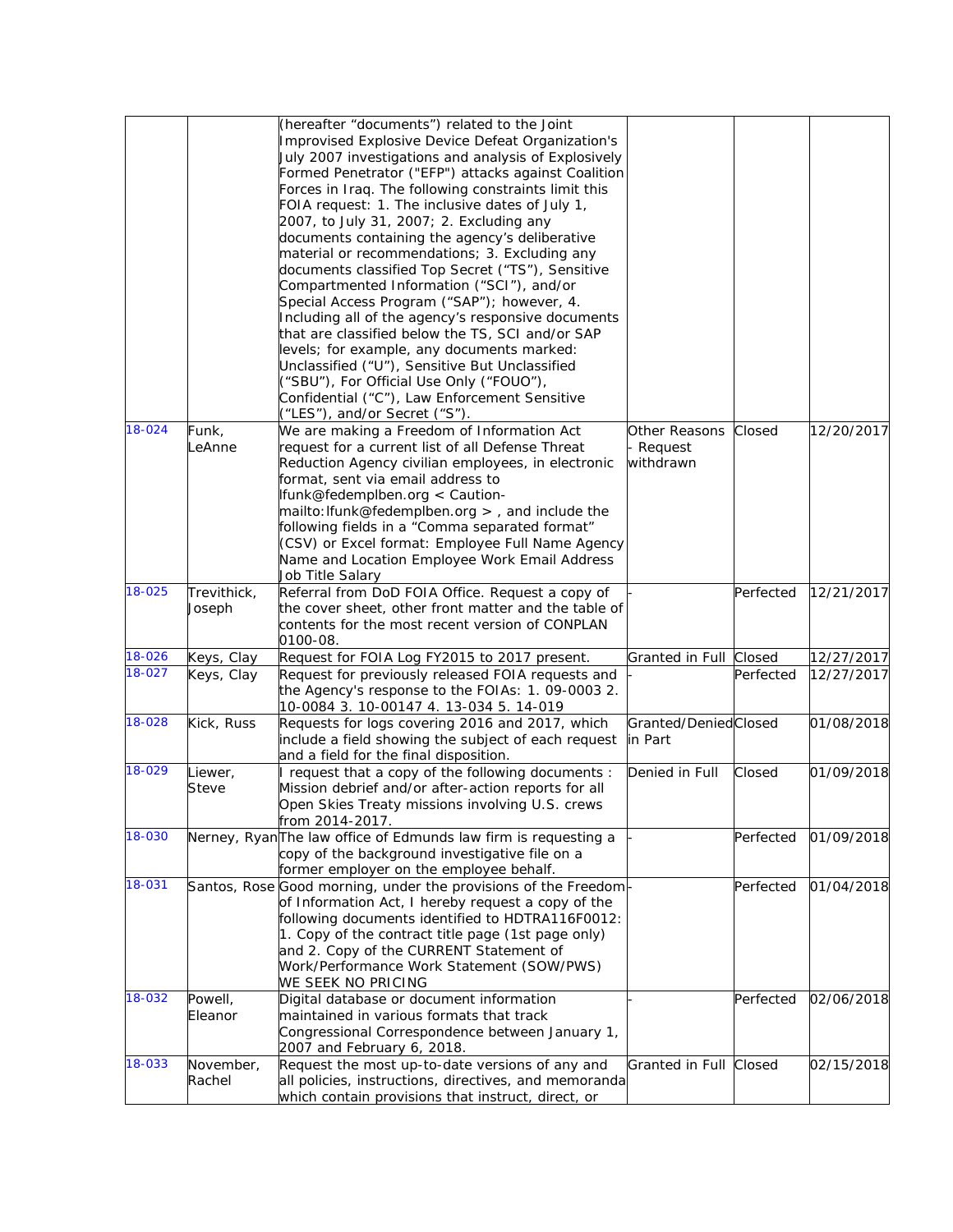| | | | | | |
|---|---|---|---|---|---|
| | | (hereafter "documents") related to the Joint Improvised Explosive Device Defeat Organization's July 2007 investigations and analysis of Explosively Formed Penetrator ("EFP") attacks against Coalition Forces in Iraq. The following constraints limit this FOIA request: 1. The inclusive dates of July 1, 2007, to July 31, 2007; 2. Excluding any documents containing the agency's deliberative material or recommendations; 3. Excluding any documents classified Top Secret ("TS"), Sensitive Compartmented Information ("SCI"), and/or Special Access Program ("SAP"); however, 4. Including all of the agency's responsive documents that are classified below the TS, SCI and/or SAP levels; for example, any documents marked: Unclassified ("U"), Sensitive But Unclassified ("SBU"), For Official Use Only ("FOUO"), Confidential ("C"), Law Enforcement Sensitive ("LES"), and/or Secret ("S"). | | | |
| 18-024 | Funk, LeAnne | We are making a Freedom of Information Act request for a current list of all Defense Threat Reduction Agency civilian employees, in electronic format, sent via email address to lfunk@fedemplben.org < Caution-mailto:lfunk@fedemplben.org > , and include the following fields in a "Comma separated format" (CSV) or Excel format: Employee Full Name Agency Name and Location Employee Work Email Address Job Title Salary | Other Reasons - Request withdrawn | Closed | 12/20/2017 |
| 18-025 | Trevithick, Joseph | Referral from DoD FOIA Office. Request a copy of the cover sheet, other front matter and the table of contents for the most recent version of CONPLAN 0100-08. | - | Perfected | 12/21/2017 |
| 18-026 | Keys, Clay | Request for FOIA Log FY2015 to 2017 present. | Granted in Full | Closed | 12/27/2017 |
| 18-027 | Keys, Clay | Request for previously released FOIA requests and the Agency's response to the FOIAs: 1. 09-0003 2. 10-0084 3. 10-00147 4. 13-034 5. 14-019 | - | Perfected | 12/27/2017 |
| 18-028 | Kick, Russ | Requests for logs covering 2016 and 2017, which include a field showing the subject of each request and a field for the final disposition. | Granted/Denied in Part | Closed | 01/08/2018 |
| 18-029 | Liewer, Steve | I request that a copy of the following documents : Mission debrief and/or after-action reports for all Open Skies Treaty missions involving U.S. crews from 2014-2017. | Denied in Full | Closed | 01/09/2018 |
| 18-030 | Nerney, Ryan | The law office of Edmunds law firm is requesting a copy of the background investigative file on a former employer on the employee behalf. | - | Perfected | 01/09/2018 |
| 18-031 | Santos, Rose | Good morning, under the provisions of the Freedom of Information Act, I hereby request a copy of the following documents identified to HDTRA116F0012: 1. Copy of the contract title page (1st page only) and 2. Copy of the CURRENT Statement of Work/Performance Work Statement (SOW/PWS) WE SEEK NO PRICING | - | Perfected | 01/04/2018 |
| 18-032 | Powell, Eleanor | Digital database or document information maintained in various formats that track Congressional Correspondence between January 1, 2007 and February 6, 2018. | - | Perfected | 02/06/2018 |
| 18-033 | November, Rachel | Request the most up-to-date versions of any and all policies, instructions, directives, and memoranda which contain provisions that instruct, direct, or | Granted in Full | Closed | 02/15/2018 |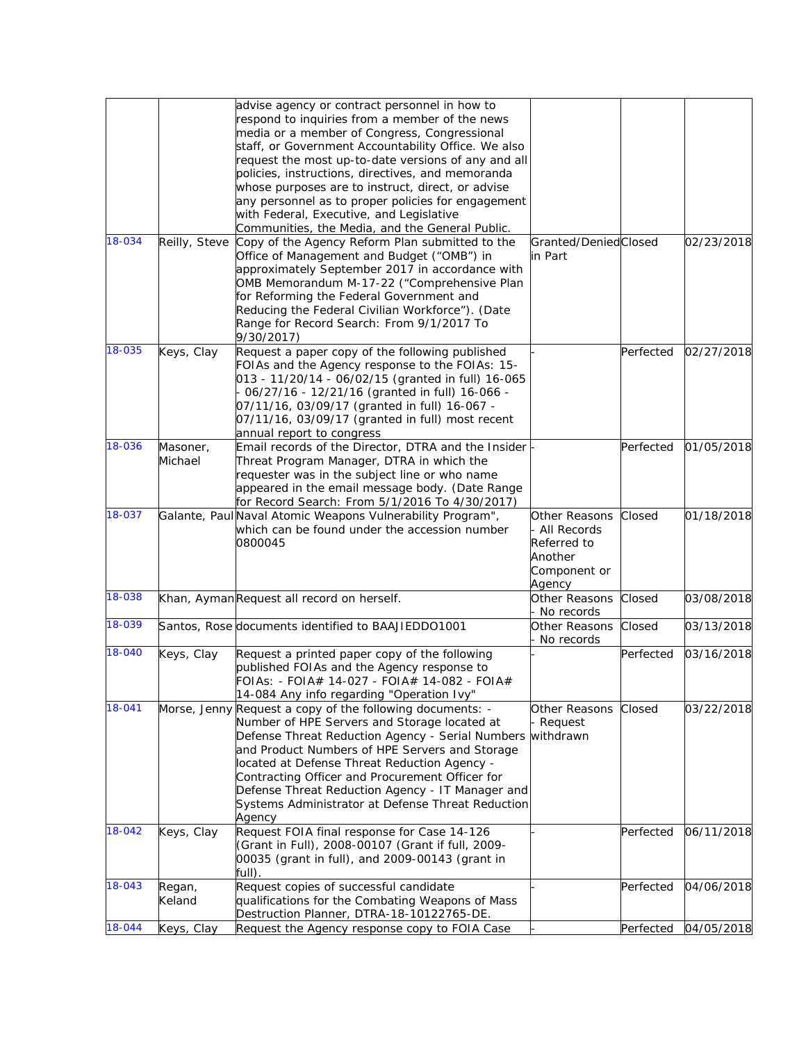| | | | | | |
|---|---|---|---|---|---|
| | | advise agency or contract personnel in how to respond to inquiries from a member of the news media or a member of Congress, Congressional staff, or Government Accountability Office. We also request the most up-to-date versions of any and all policies, instructions, directives, and memoranda whose purposes are to instruct, direct, or advise any personnel as to proper policies for engagement with Federal, Executive, and Legislative Communities, the Media, and the General Public. | | | |
| 18-034 | Reilly, Steve | Copy of the Agency Reform Plan submitted to the Office of Management and Budget ("OMB") in approximately September 2017 in accordance with OMB Memorandum M-17-22 ("Comprehensive Plan for Reforming the Federal Government and Reducing the Federal Civilian Workforce"). (Date Range for Record Search: From 9/1/2017 To 9/30/2017) | Granted/Denied in Part | Closed | 02/23/2018 |
| 18-035 | Keys, Clay | Request a paper copy of the following published FOIAs and the Agency response to the FOIAs: 15-013 - 11/20/14 - 06/02/15 (granted in full) 16-065 - 06/27/16 - 12/21/16 (granted in full) 16-066 - 07/11/16, 03/09/17 (granted in full) 16-067 - 07/11/16, 03/09/17 (granted in full) most recent annual report to congress | - | Perfected | 02/27/2018 |
| 18-036 | Masoner, Michael | Email records of the Director, DTRA and the Insider Threat Program Manager, DTRA in which the requester was in the subject line or who name appeared in the email message body. (Date Range for Record Search: From 5/1/2016 To 4/30/2017) | - | Perfected | 01/05/2018 |
| 18-037 | Galante, Paul | Naval Atomic Weapons Vulnerability Program", which can be found under the accession number 0800045 | Other Reasons - All Records Referred to Another Component or Agency | Closed | 01/18/2018 |
| 18-038 | Khan, Ayman | Request all record on herself. | Other Reasons - No records | Closed | 03/08/2018 |
| 18-039 | Santos, Rose | documents identified to BAAJIEDDO1001 | Other Reasons - No records | Closed | 03/13/2018 |
| 18-040 | Keys, Clay | Request a printed paper copy of the following published FOIAs and the Agency response to FOIAs: - FOIA# 14-027 - FOIA# 14-082 - FOIA# 14-084 Any info regarding "Operation Ivy" | - | Perfected | 03/16/2018 |
| 18-041 | Morse, Jenny | Request a copy of the following documents: - Number of HPE Servers and Storage located at Defense Threat Reduction Agency - Serial Numbers and Product Numbers of HPE Servers and Storage located at Defense Threat Reduction Agency - Contracting Officer and Procurement Officer for Defense Threat Reduction Agency - IT Manager and Systems Administrator at Defense Threat Reduction Agency | Other Reasons - Request withdrawn | Closed | 03/22/2018 |
| 18-042 | Keys, Clay | Request FOIA final response for Case 14-126 (Grant in Full), 2008-00107 (Grant if full, 2009-00035 (grant in full), and 2009-00143 (grant in full). | - | Perfected | 06/11/2018 |
| 18-043 | Regan, Keland | Request copies of successful candidate qualifications for the Combating Weapons of Mass Destruction Planner, DTRA-18-10122765-DE. | - | Perfected | 04/06/2018 |
| 18-044 | Keys, Clay | Request the Agency response copy to FOIA Case | - | Perfected | 04/05/2018 |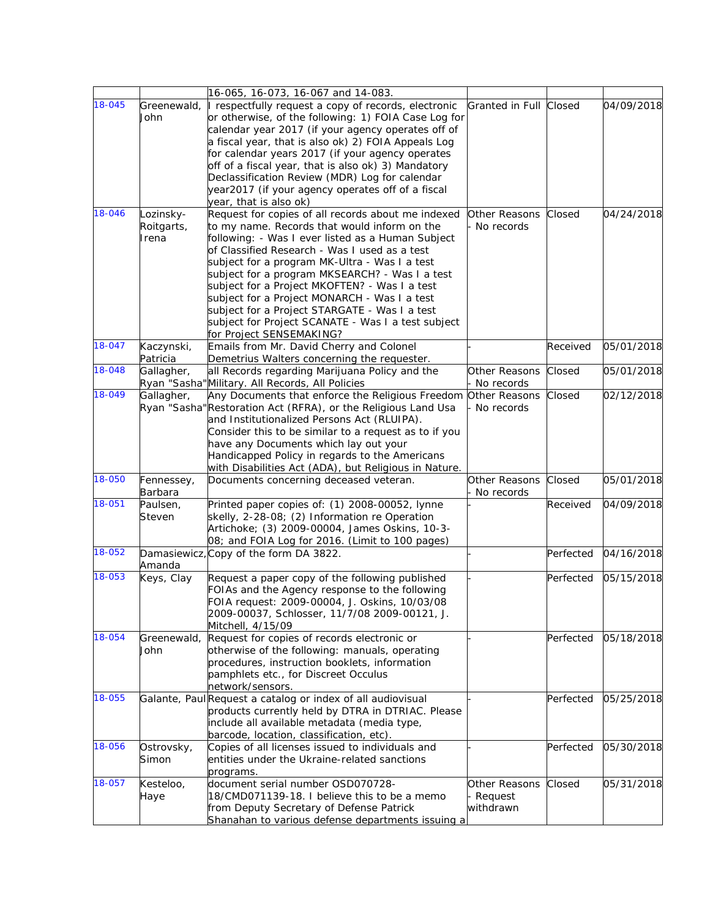| | | | | | |
|---|---|---|---|---|---|
| | | 16-065, 16-073, 16-067 and 14-083. | | | |
| 18-045 | Greenewald, John | I respectfully request a copy of records, electronic or otherwise, of the following: 1) FOIA Case Log for calendar year 2017 (if your agency operates off of a fiscal year, that is also ok) 2) FOIA Appeals Log for calendar years 2017 (if your agency operates off of a fiscal year, that is also ok) 3) Mandatory Declassification Review (MDR) Log for calendar year2017 (if your agency operates off of a fiscal year, that is also ok) | Granted in Full | Closed | 04/09/2018 |
| 18-046 | Lozinsky-Roitgarts, Irena | Request for copies of all records about me indexed to my name. Records that would inform on the following: - Was I ever listed as a Human Subject of Classified Research - Was I used as a test subject for a program MK-Ultra - Was I a test subject for a program MKSEARCH? - Was I a test subject for a Project MKOFTEN? - Was I a test subject for a Project MONARCH - Was I a test subject for a Project STARGATE - Was I a test subject for Project SCANATE - Was I a test subject for Project SENSEMAKING? | Other Reasons - No records | Closed | 04/24/2018 |
| 18-047 | Kaczynski, Patricia | Emails from Mr. David Cherry and Colonel Demetrius Walters concerning the requester. | - | Received | 05/01/2018 |
| 18-048 | Gallagher, Ryan "Sasha" | all Records regarding Marijuana Policy and the Military. All Records, All Policies | Other Reasons - No records | Closed | 05/01/2018 |
| 18-049 | Gallagher, Ryan "Sasha" | Any Documents that enforce the Religious Freedom Restoration Act (RFRA), or the Religious Land Usa and Institutionalized Persons Act (RLUIPA). Consider this to be similar to a request as to if you have any Documents which lay out your Handicapped Policy in regards to the Americans with Disabilities Act (ADA), but Religious in Nature. | Other Reasons - No records | Closed | 02/12/2018 |
| 18-050 | Fennessey, Barbara | Documents concerning deceased veteran. | Other Reasons - No records | Closed | 05/01/2018 |
| 18-051 | Paulsen, Steven | Printed paper copies of: (1) 2008-00052, lynne skelly, 2-28-08; (2) Information re Operation Artichoke; (3) 2009-00004, James Oskins, 10-3-08; and FOIA Log for 2016. (Limit to 100 pages) | - | Received | 04/09/2018 |
| 18-052 | Damasiewicz, Amanda | Copy of the form DA 3822. | - | Perfected | 04/16/2018 |
| 18-053 | Keys, Clay | Request a paper copy of the following published FOIAs and the Agency response to the following FOIA request: 2009-00004, J. Oskins, 10/03/08 2009-00037, Schlosser, 11/7/08 2009-00121, J. Mitchell, 4/15/09 | - | Perfected | 05/15/2018 |
| 18-054 | Greenewald, John | Request for copies of records electronic or otherwise of the following: manuals, operating procedures, instruction booklets, information pamphlets etc., for Discreet Occulus network/sensors. | - | Perfected | 05/18/2018 |
| 18-055 | Galante, Paul | Request a catalog or index of all audiovisual products currently held by DTRA in DTRIAC. Please include all available metadata (media type, barcode, location, classification, etc). | - | Perfected | 05/25/2018 |
| 18-056 | Ostrovsky, Simon | Copies of all licenses issued to individuals and entities under the Ukraine-related sanctions programs. | - | Perfected | 05/30/2018 |
| 18-057 | Kesteloo, Haye | document serial number OSD070728-18/CMD071139-18. I believe this to be a memo from Deputy Secretary of Defense Patrick Shanahan to various defense departments issuing a | Other Reasons - Request withdrawn | Closed | 05/31/2018 |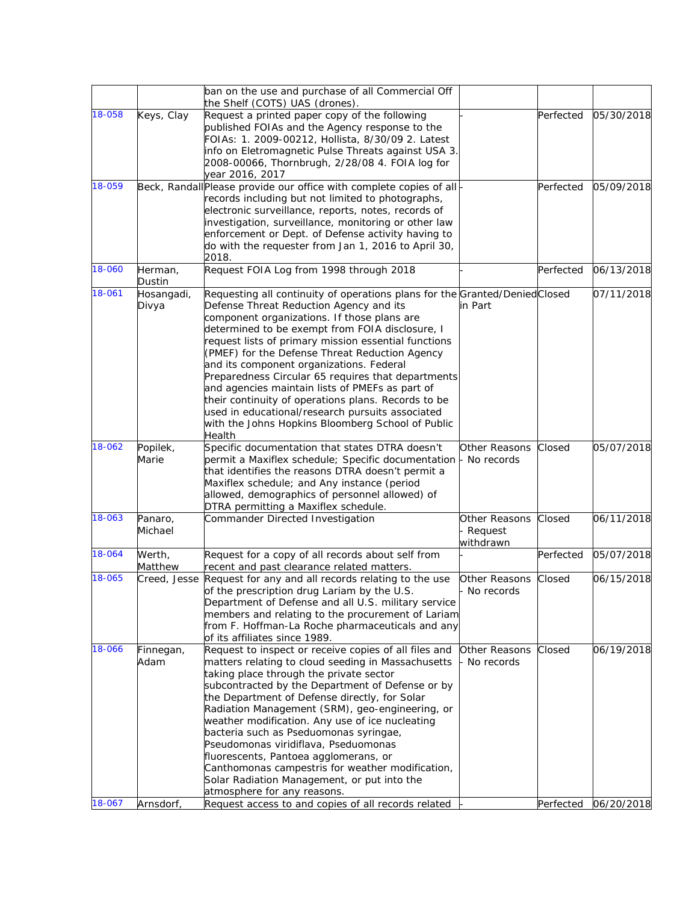|  |  |  |  |  |  |
|---|---|---|---|---|---|
|  |  | ban on the use and purchase of all Commercial Off the Shelf (COTS) UAS (drones). |  |  |  |
| 18-058 | Keys, Clay | Request a printed paper copy of the following published FOIAs and the Agency response to the FOIAs: 1. 2009-00212, Hollista, 8/30/09 2. Latest info on Eletromagnetic Pulse Threats against USA 3. 2008-00066, Thornbrugh, 2/28/08 4. FOIA log for year 2016, 2017 | - | Perfected | 05/30/2018 |
| 18-059 | Beck, Randall | Please provide our office with complete copies of all records including but not limited to photographs, electronic surveillance, reports, notes, records of investigation, surveillance, monitoring or other law enforcement or Dept. of Defense activity having to do with the requester from Jan 1, 2016 to April 30, 2018. | - | Perfected | 05/09/2018 |
| 18-060 | Herman, Dustin | Request FOIA Log from 1998 through 2018 | - | Perfected | 06/13/2018 |
| 18-061 | Hosangadi, Divya | Requesting all continuity of operations plans for the Defense Threat Reduction Agency and its component organizations. If those plans are determined to be exempt from FOIA disclosure, I request lists of primary mission essential functions (PMEF) for the Defense Threat Reduction Agency and its component organizations. Federal Preparedness Circular 65 requires that departments and agencies maintain lists of PMEFs as part of their continuity of operations plans. Records to be used in educational/research pursuits associated with the Johns Hopkins Bloomberg School of Public Health | Granted/Denied in Part | Closed | 07/11/2018 |
| 18-062 | Popilek, Marie | Specific documentation that states DTRA doesn't permit a Maxiflex schedule; Specific documentation that identifies the reasons DTRA doesn't permit a Maxiflex schedule; and Any instance (period allowed, demographics of personnel allowed) of DTRA permitting a Maxiflex schedule. | Other Reasons - No records | Closed | 05/07/2018 |
| 18-063 | Panaro, Michael | Commander Directed Investigation | Other Reasons - Request withdrawn | Closed | 06/11/2018 |
| 18-064 | Werth, Matthew | Request for a copy of all records about self from recent and past clearance related matters. | - | Perfected | 05/07/2018 |
| 18-065 | Creed, Jesse | Request for any and all records relating to the use of the prescription drug Lariam by the U.S. Department of Defense and all U.S. military service members and relating to the procurement of Lariam from F. Hoffman-La Roche pharmaceuticals and any of its affiliates since 1989. | Other Reasons - No records | Closed | 06/15/2018 |
| 18-066 | Finnegan, Adam | Request to inspect or receive copies of all files and matters relating to cloud seeding in Massachusetts taking place through the private sector subcontracted by the Department of Defense or by the Department of Defense directly, for Solar Radiation Management (SRM), geo-engineering, or weather modification. Any use of ice nucleating bacteria such as Pseudomonas syringae, Pseudomonas viridiflava, Pseduomonas fluorescents, Pantoea agglomerans, or Canthomonas campestris for weather modification, Solar Radiation Management, or put into the atmosphere for any reasons. | Other Reasons - No records | Closed | 06/19/2018 |
| 18-067 | Arnsdorf, | Request access to and copies of all records related | - | Perfected | 06/20/2018 |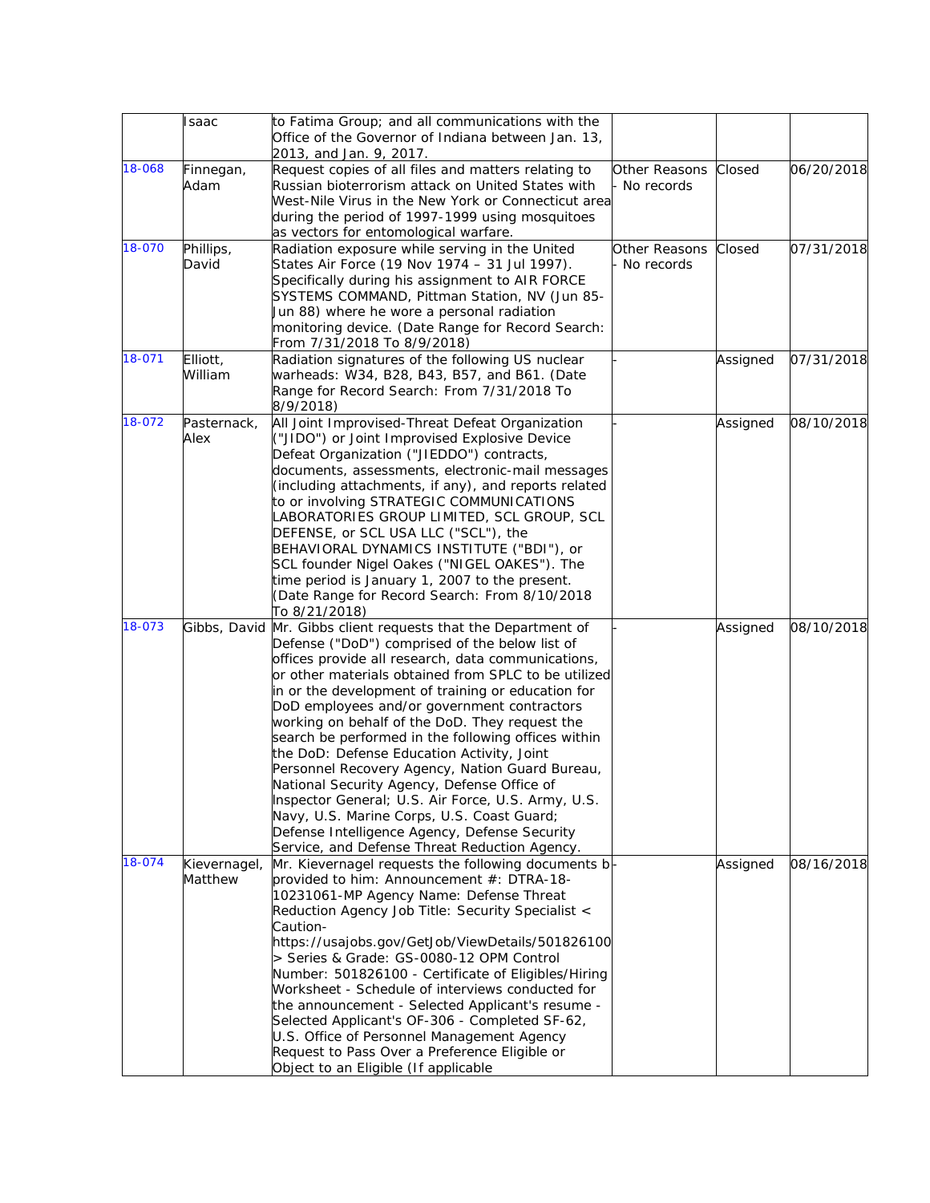| | | | | | |
|---|---|---|---|---|---|
| | Isaac | to Fatima Group; and all communications with the Office of the Governor of Indiana between Jan. 13, 2013, and Jan. 9, 2017. | | | |
| 18-068 | Finnegan, Adam | Request copies of all files and matters relating to Russian bioterrorism attack on United States with West-Nile Virus in the New York or Connecticut area during the period of 1997-1999 using mosquitoes as vectors for entomological warfare. | Other Reasons - No records | Closed | 06/20/2018 |
| 18-070 | Phillips, David | Radiation exposure while serving in the United States Air Force (19 Nov 1974 – 31 Jul 1997). Specifically during his assignment to AIR FORCE SYSTEMS COMMAND, Pittman Station, NV (Jun 85-Jun 88) where he wore a personal radiation monitoring device. (Date Range for Record Search: From 7/31/2018 To 8/9/2018) | Other Reasons - No records | Closed | 07/31/2018 |
| 18-071 | Elliott, William | Radiation signatures of the following US nuclear warheads: W34, B28, B43, B57, and B61. (Date Range for Record Search: From 7/31/2018 To 8/9/2018) | - | Assigned | 07/31/2018 |
| 18-072 | Pasternack, Alex | All Joint Improvised-Threat Defeat Organization ("JIDO") or Joint Improvised Explosive Device Defeat Organization ("JIEDDO") contracts, documents, assessments, electronic-mail messages (including attachments, if any), and reports related to or involving STRATEGIC COMMUNICATIONS LABORATORIES GROUP LIMITED, SCL GROUP, SCL DEFENSE, or SCL USA LLC ("SCL"), the BEHAVIORAL DYNAMICS INSTITUTE ("BDI"), or SCL founder Nigel Oakes ("NIGEL OAKES"). The time period is January 1, 2007 to the present. (Date Range for Record Search: From 8/10/2018 To 8/21/2018) | - | Assigned | 08/10/2018 |
| 18-073 | Gibbs, David | Mr. Gibbs client requests that the Department of Defense ("DoD") comprised of the below list of offices provide all research, data communications, or other materials obtained from SPLC to be utilized in or the development of training or education for DoD employees and/or government contractors working on behalf of the DoD. They request the search be performed in the following offices within the DoD: Defense Education Activity, Joint Personnel Recovery Agency, Nation Guard Bureau, National Security Agency, Defense Office of Inspector General; U.S. Air Force, U.S. Army, U.S. Navy, U.S. Marine Corps, U.S. Coast Guard; Defense Intelligence Agency, Defense Security Service, and Defense Threat Reduction Agency. | - | Assigned | 08/10/2018 |
| 18-074 | Kievernagel, Matthew | Mr. Kievernagel requests the following documents be provided to him: Announcement #: DTRA-18-10231061-MP Agency Name: Defense Threat Reduction Agency Job Title: Security Specialist < Caution- https://usajobs.gov/GetJob/ViewDetails/501826100 > Series & Grade: GS-0080-12 OPM Control Number: 501826100 - Certificate of Eligibles/Hiring Worksheet - Schedule of interviews conducted for the announcement - Selected Applicant's resume - Selected Applicant's OF-306 - Completed SF-62, U.S. Office of Personnel Management Agency Request to Pass Over a Preference Eligible or Object to an Eligible (If applicable | - | Assigned | 08/16/2018 |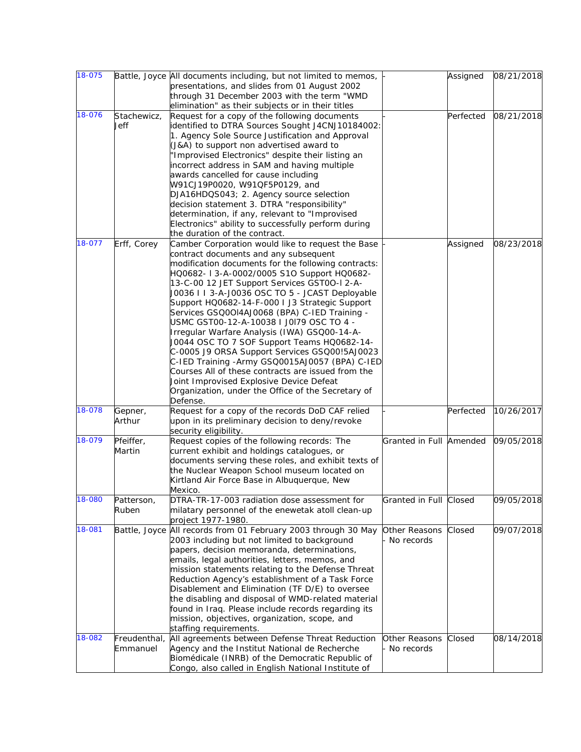| 18-075 | Battle, Joyce | All documents including, but not limited to memos, presentations, and slides from 01 August 2002 through 31 December 2003 with the term "WMD elimination" as their subjects or in their titles | - | Assigned | 08/21/2018 |
|---|---|---|---|---|---|
| 18-076 | Stachewicz, Jeff | Request for a copy of the following documents identified to DTRA Sources Sought J4CNJ10184002: 1. Agency Sole Source Justification and Approval (J&A) to support non advertised award to "Improvised Electronics" despite their listing an incorrect address in SAM and having multiple awards cancelled for cause including W91CJ19P0020, W91QF5P0129, and DJA16HDQS043; 2. Agency source selection decision statement 3. DTRA "responsibility" determination, if any, relevant to "Improvised Electronics" ability to successfully perform during the duration of the contract. | - | Perfected | 08/21/2018 |
| 18-077 | Erff, Corey | Camber Corporation would like to request the Base contract documents and any subsequent modification documents for the following contracts: HQ0682- I 3-A-0002/0005 S1O Support HQ0682-13-C-00 12 JET Support Services GST0O-I 2-A-J0036 I I 3-A-J0036 OSC TO 5 - JCAST Deployable Support HQ0682-14-F-000 I J3 Strategic Support Services GSQ0Ol4AJ0068 (BPA) C-IED Training - USMC GST00-12-A-10038 I J0l79 OSC TO 4 - Irregular Warfare Analysis (IWA) GSQ00-14-A-J0044 OSC TO 7 SOF Support Teams HQ0682-14-C-0005 J9 ORSA Support Services GSQ00!5AJ0023 C-IED Training -Army GSQ0015AJ0057 (BPA) C-IED Courses All of these contracts are issued from the Joint Improvised Explosive Device Defeat Organization, under the Office of the Secretary of Defense. | - | Assigned | 08/23/2018 |
| 18-078 | Gepner, Arthur | Request for a copy of the records DoD CAF relied upon in its preliminary decision to deny/revoke security eligibility. | - | Perfected | 10/26/2017 |
| 18-079 | Pfeiffer, Martin | Request copies of the following records: The current exhibit and holdings catalogues, or documents serving these roles, and exhibit texts of the Nuclear Weapon School museum located on Kirtland Air Force Base in Albuquerque, New Mexico. | Granted in Full | Amended | 09/05/2018 |
| 18-080 | Patterson, Ruben | DTRA-TR-17-003 radiation dose assessment for milatary personnel of the enewetak atoll clean-up project 1977-1980. | Granted in Full | Closed | 09/05/2018 |
| 18-081 | Battle, Joyce | All records from 01 February 2003 through 30 May 2003 including but not limited to background papers, decision memoranda, determinations, emails, legal authorities, letters, memos, and mission statements relating to the Defense Threat Reduction Agency's establishment of a Task Force Disablement and Elimination (TF D/E) to oversee the disabling and disposal of WMD-related material found in Iraq. Please include records regarding its mission, objectives, organization, scope, and staffing requirements. | Other Reasons - No records | Closed | 09/07/2018 |
| 18-082 | Freudenthal, Emmanuel | All agreements between Defense Threat Reduction Agency and the Institut National de Recherche Biomédicale (INRB) of the Democratic Republic of Congo, also called in English National Institute of | Other Reasons - No records | Closed | 08/14/2018 |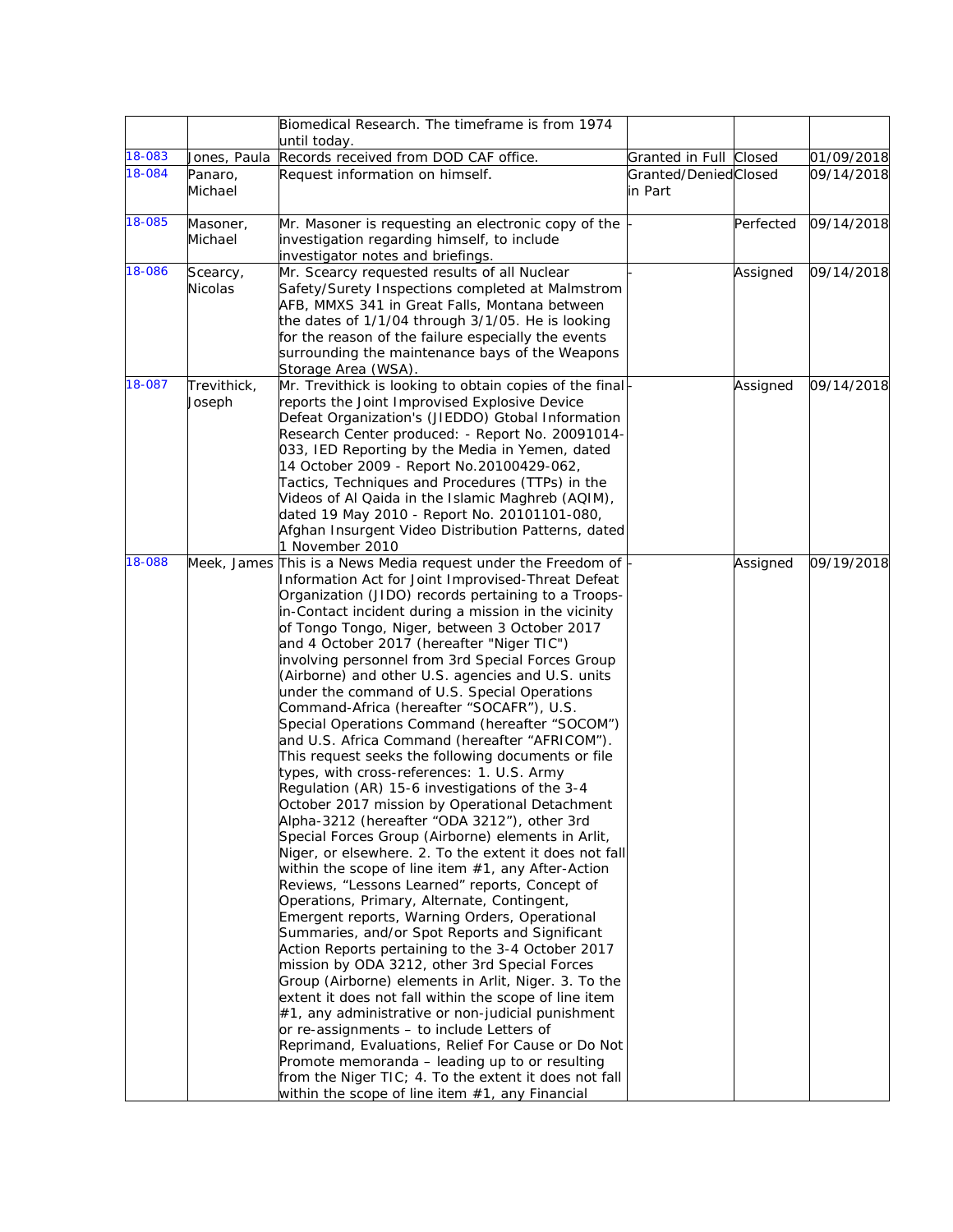| | | | | | |
|---|---|---|---|---|---|
| | | Biomedical Research. The timeframe is from 1974 until today. | | | |
| 18-083 | Jones, Paula | Records received from DOD CAF office. | Granted in Full | Closed | 01/09/2018 |
| 18-084 | Panaro, Michael | Request information on himself. | Granted/Denied in Part | Closed | 09/14/2018 |
| 18-085 | Masoner, Michael | Mr. Masoner is requesting an electronic copy of the investigation regarding himself, to include investigator notes and briefings. | - | Perfected | 09/14/2018 |
| 18-086 | Scearcy, Nicolas | Mr. Scearcy requested results of all Nuclear Safety/Surety Inspections completed at Malmstrom AFB, MMXS 341 in Great Falls, Montana between the dates of 1/1/04 through 3/1/05. He is looking for the reason of the failure especially the events surrounding the maintenance bays of the Weapons Storage Area (WSA). | - | Assigned | 09/14/2018 |
| 18-087 | Trevithick, Joseph | Mr. Trevithick is looking to obtain copies of the final reports the Joint Improvised Explosive Device Defeat Organization's (JIEDDO) Gtobal Information Research Center produced: - Report No. 20091014-033, IED Reporting by the Media in Yemen, dated 14 October 2009 - Report No.20100429-062, Tactics, Techniques and Procedures (TTPs) in the Videos of Al Qaida in the Islamic Maghreb (AQIM), dated 19 May 2010 - Report No. 20101101-080, Afghan Insurgent Video Distribution Patterns, dated 1 November 2010 | - | Assigned | 09/14/2018 |
| 18-088 | Meek, James | This is a News Media request under the Freedom of Information Act for Joint Improvised-Threat Defeat Organization (JIDO) records pertaining to a Troops-in-Contact incident during a mission in the vicinity of Tongo Tongo, Niger, between 3 October 2017 and 4 October 2017 (hereafter "Niger TIC") involving personnel from 3rd Special Forces Group (Airborne) and other U.S. agencies and U.S. units under the command of U.S. Special Operations Command-Africa (hereafter "SOCAFR"), U.S. Special Operations Command (hereafter "SOCOM") and U.S. Africa Command (hereafter "AFRICOM"). This request seeks the following documents or file types, with cross-references: 1. U.S. Army Regulation (AR) 15-6 investigations of the 3-4 October 2017 mission by Operational Detachment Alpha-3212 (hereafter "ODA 3212"), other 3rd Special Forces Group (Airborne) elements in Arlit, Niger, or elsewhere. 2. To the extent it does not fall within the scope of line item #1, any After-Action Reviews, "Lessons Learned" reports, Concept of Operations, Primary, Alternate, Contingent, Emergent reports, Warning Orders, Operational Summaries, and/or Spot Reports and Significant Action Reports pertaining to the 3-4 October 2017 mission by ODA 3212, other 3rd Special Forces Group (Airborne) elements in Arlit, Niger. 3. To the extent it does not fall within the scope of line item #1, any administrative or non-judicial punishment or re-assignments – to include Letters of Reprimand, Evaluations, Relief For Cause or Do Not Promote memoranda – leading up to or resulting from the Niger TIC; 4. To the extent it does not fall within the scope of line item #1, any Financial | - | Assigned | 09/19/2018 |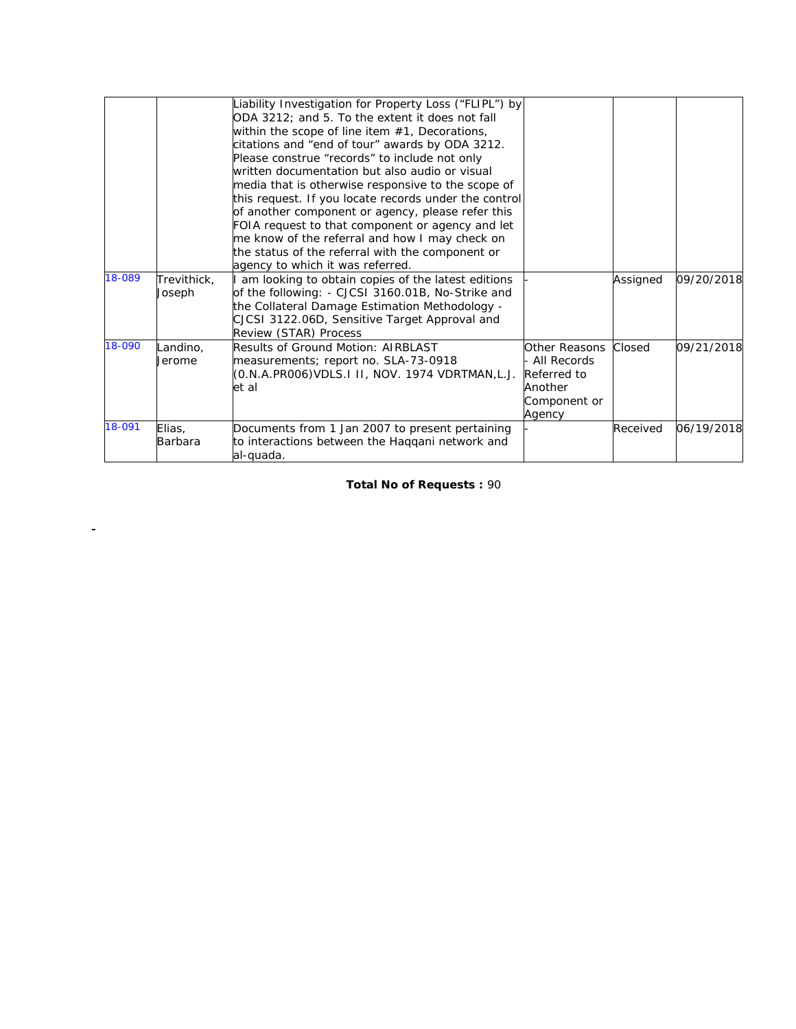| | | | | | |
|---|---|---|---|---|---|
| | | Liability Investigation for Property Loss ("FLIPL") by ODA 3212; and 5. To the extent it does not fall within the scope of line item #1, Decorations, citations and "end of tour" awards by ODA 3212. Please construe "records" to include not only written documentation but also audio or visual media that is otherwise responsive to the scope of this request. If you locate records under the control of another component or agency, please refer this FOIA request to that component or agency and let me know of the referral and how I may check on the status of the referral with the component or agency to which it was referred. | | | |
| 18-089 | Trevithick, Joseph | I am looking to obtain copies of the latest editions of the following: - CJCSI 3160.01B, No-Strike and the Collateral Damage Estimation Methodology - CJCSI 3122.06D, Sensitive Target Approval and Review (STAR) Process | - | Assigned | 09/20/2018 |
| 18-090 | Landino, Jerome | Results of Ground Motion: AIRBLAST measurements; report no. SLA-73-0918 (0.N.A.PR006)VDLS.I II, NOV. 1974 VDRTMAN,L.J. et al | Other Reasons - All Records Referred to Another Component or Agency | Closed | 09/21/2018 |
| 18-091 | Elias, Barbara | Documents from 1 Jan 2007 to present pertaining to interactions between the Haqqani network and al-quada. | - | Received | 06/19/2018 |

**Total No of Requests :** 90

-